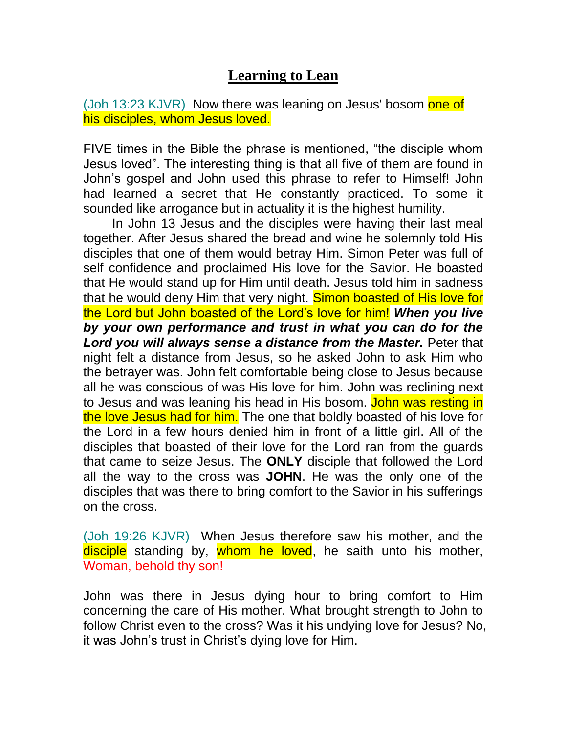# **Learning to Lean**

(Joh 13:23 KJVR) Now there was leaning on Jesus' bosom one of his disciples, whom Jesus loved.

FIVE times in the Bible the phrase is mentioned, "the disciple whom Jesus loved". The interesting thing is that all five of them are found in John's gospel and John used this phrase to refer to Himself! John had learned a secret that He constantly practiced. To some it sounded like arrogance but in actuality it is the highest humility.

In John 13 Jesus and the disciples were having their last meal together. After Jesus shared the bread and wine he solemnly told His disciples that one of them would betray Him. Simon Peter was full of self confidence and proclaimed His love for the Savior. He boasted that He would stand up for Him until death. Jesus told him in sadness that he would deny Him that very night. Simon boasted of His love for the Lord but John boasted of the Lord's love for him! ***When you live by your own performance and trust in what you can do for the Lord you will always sense a distance from the Master.*** Peter that night felt a distance from Jesus, so he asked John to ask Him who the betrayer was. John felt comfortable being close to Jesus because all he was conscious of was His love for him. John was reclining next to Jesus and was leaning his head in His bosom. John was resting in the love Jesus had for him. The one that boldly boasted of his love for the Lord in a few hours denied him in front of a little girl. All of the disciples that boasted of their love for the Lord ran from the guards that came to seize Jesus. The **ONLY** disciple that followed the Lord all the way to the cross was **JOHN**. He was the only one of the disciples that was there to bring comfort to the Savior in his sufferings on the cross.

(Joh 19:26 KJVR) When Jesus therefore saw his mother, and the disciple standing by, whom he loved, he saith unto his mother, Woman, behold thy son!

John was there in Jesus dying hour to bring comfort to Him concerning the care of His mother. What brought strength to John to follow Christ even to the cross? Was it his undying love for Jesus? No, it was John's trust in Christ's dying love for Him.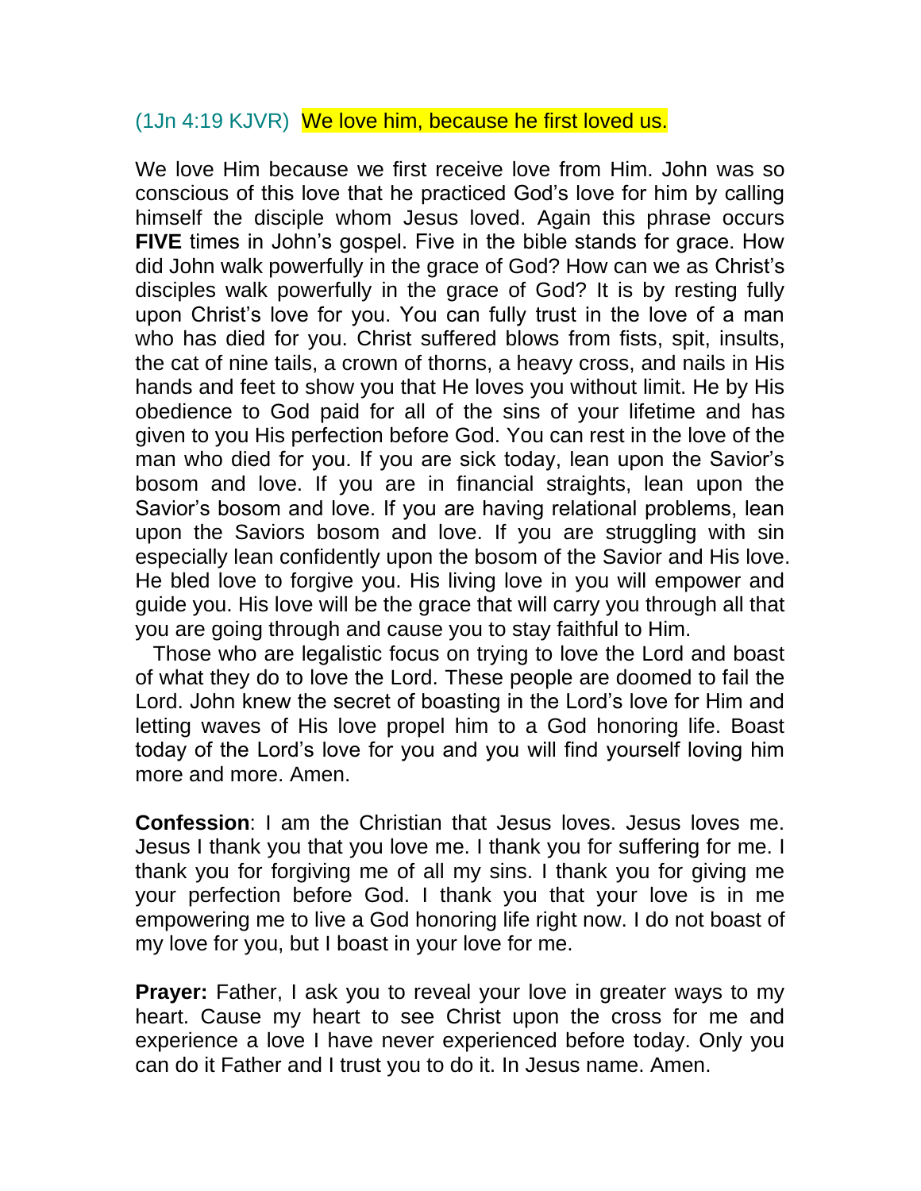(1Jn 4:19 KJVR) We love him, because he first loved us.

We love Him because we first receive love from Him. John was so conscious of this love that he practiced God's love for him by calling himself the disciple whom Jesus loved. Again this phrase occurs **FIVE** times in John's gospel. Five in the bible stands for grace. How did John walk powerfully in the grace of God? How can we as Christ's disciples walk powerfully in the grace of God? It is by resting fully upon Christ's love for you. You can fully trust in the love of a man who has died for you. Christ suffered blows from fists, spit, insults, the cat of nine tails, a crown of thorns, a heavy cross, and nails in His hands and feet to show you that He loves you without limit. He by His obedience to God paid for all of the sins of your lifetime and has given to you His perfection before God. You can rest in the love of the man who died for you. If you are sick today, lean upon the Savior's bosom and love. If you are in financial straights, lean upon the Savior's bosom and love. If you are having relational problems, lean upon the Saviors bosom and love. If you are struggling with sin especially lean confidently upon the bosom of the Savior and His love. He bled love to forgive you. His living love in you will empower and guide you. His love will be the grace that will carry you through all that you are going through and cause you to stay faithful to Him.

Those who are legalistic focus on trying to love the Lord and boast of what they do to love the Lord. These people are doomed to fail the Lord. John knew the secret of boasting in the Lord's love for Him and letting waves of His love propel him to a God honoring life. Boast today of the Lord's love for you and you will find yourself loving him more and more. Amen.

**Confession**: I am the Christian that Jesus loves. Jesus loves me. Jesus I thank you that you love me. I thank you for suffering for me. I thank you for forgiving me of all my sins. I thank you for giving me your perfection before God. I thank you that your love is in me empowering me to live a God honoring life right now. I do not boast of my love for you, but I boast in your love for me.

**Prayer:** Father, I ask you to reveal your love in greater ways to my heart. Cause my heart to see Christ upon the cross for me and experience a love I have never experienced before today. Only you can do it Father and I trust you to do it. In Jesus name. Amen.